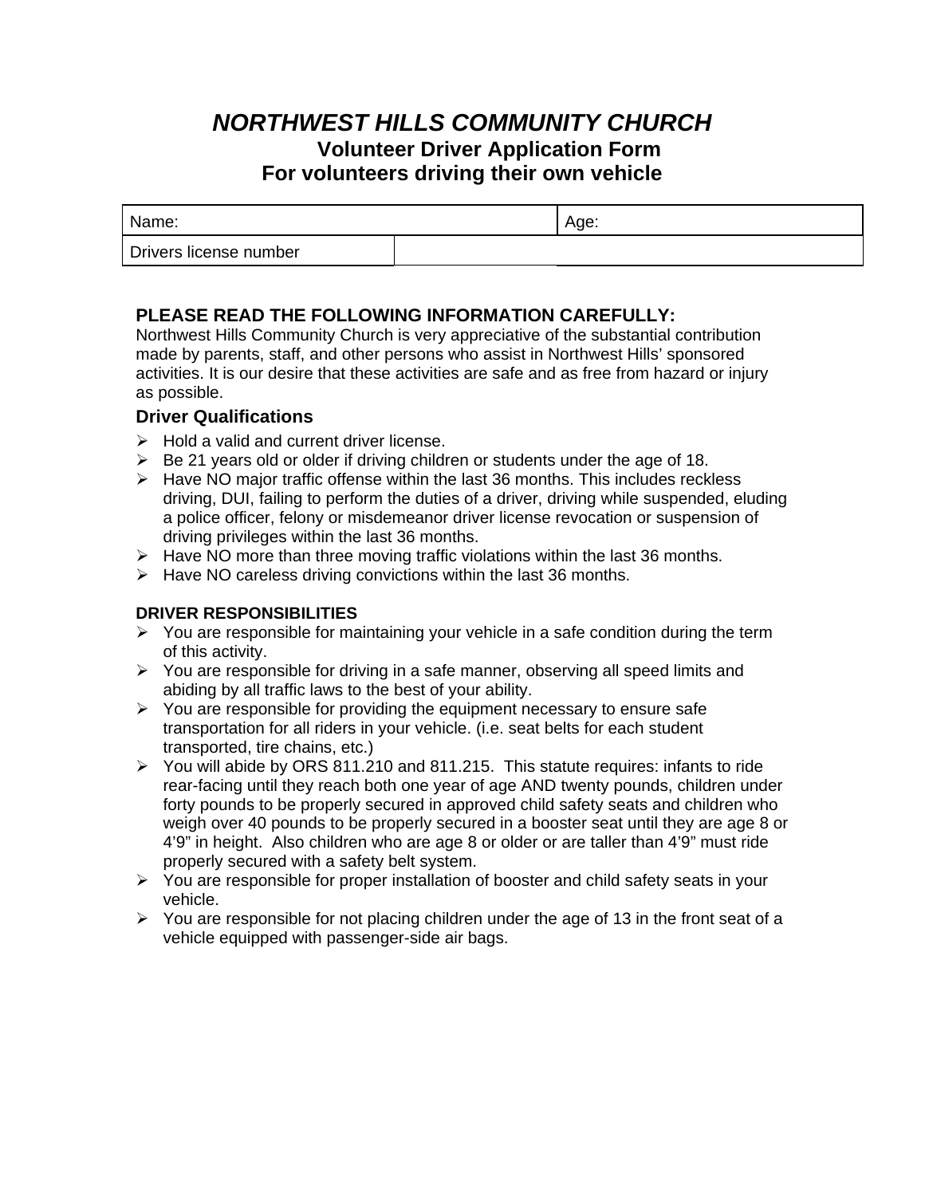# *NORTHWEST HILLS COMMUNITY CHURCH*

## Volunteer Driver Application Form

## For volunteers driving their own vehicle

| Name: | | Age: |
|---|---|---|
| Drivers license number | | |

### PLEASE READ THE FOLLOWING INFORMATION CAREFULLY:

Northwest Hills Community Church is very appreciative of the substantial contribution made by parents, staff, and other persons who assist in Northwest Hills' sponsored activities. It is our desire that these activities are safe and as free from hazard or injury as possible.

### Driver Qualifications

- Hold a valid and current driver license.
- Be 21 years old or older if driving children or students under the age of 18.
- Have NO major traffic offense within the last 36 months. This includes reckless driving, DUI, failing to perform the duties of a driver, driving while suspended, eluding a police officer, felony or misdemeanor driver license revocation or suspension of driving privileges within the last 36 months.
- Have NO more than three moving traffic violations within the last 36 months.
- Have NO careless driving convictions within the last 36 months.

**DRIVER RESPONSIBILITIES**

- You are responsible for maintaining your vehicle in a safe condition during the term of this activity.
- You are responsible for driving in a safe manner, observing all speed limits and abiding by all traffic laws to the best of your ability.
- You are responsible for providing the equipment necessary to ensure safe transportation for all riders in your vehicle. (i.e. seat belts for each student transported, tire chains, etc.)
- You will abide by ORS 811.210 and 811.215. This statute requires: infants to ride rear-facing until they reach both one year of age AND twenty pounds, children under forty pounds to be properly secured in approved child safety seats and children who weigh over 40 pounds to be properly secured in a booster seat until they are age 8 or 4'9" in height. Also children who are age 8 or older or are taller than 4'9" must ride properly secured with a safety belt system.
- You are responsible for proper installation of booster and child safety seats in your vehicle.
- You are responsible for not placing children under the age of 13 in the front seat of a vehicle equipped with passenger-side air bags.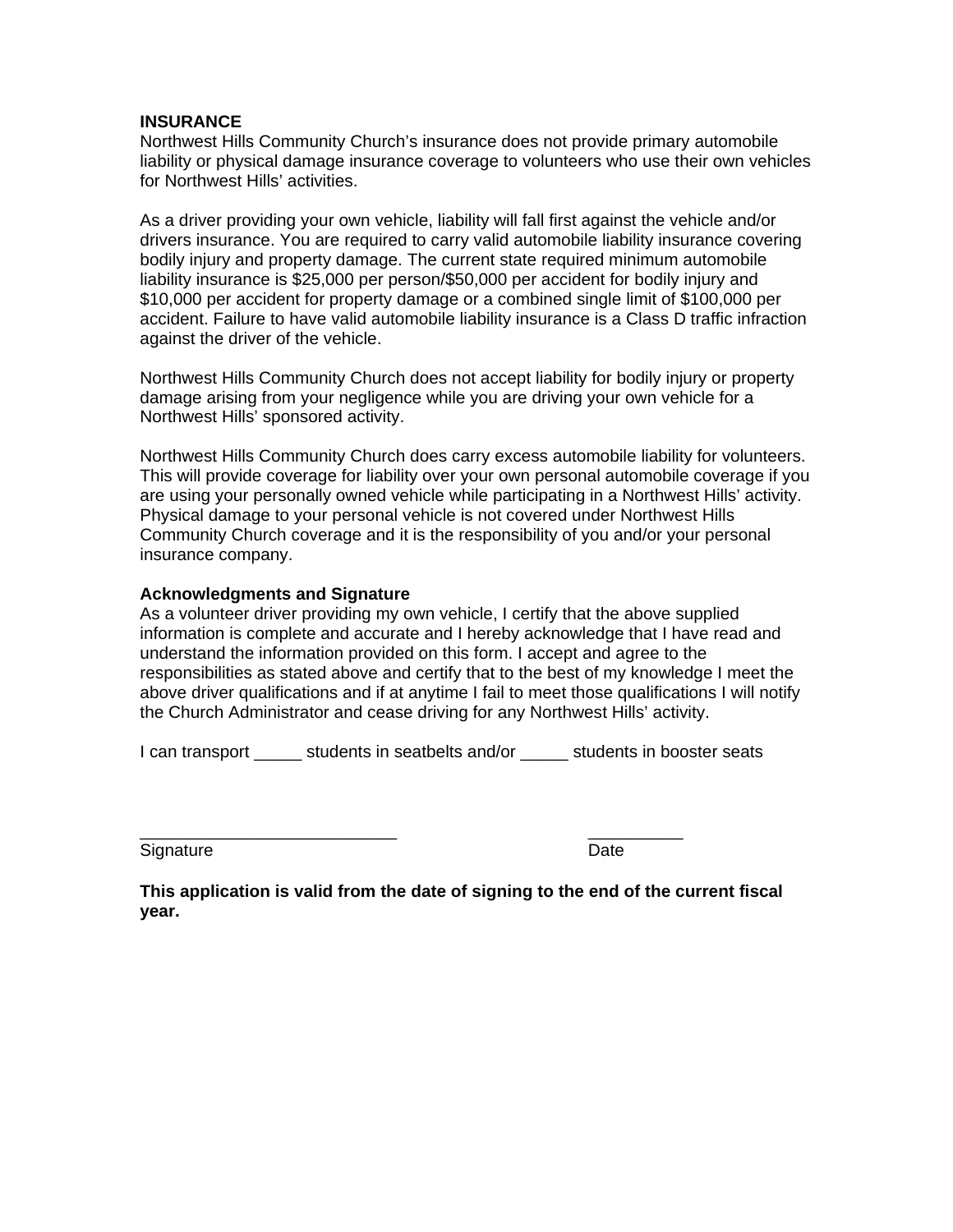**INSURANCE**

Northwest Hills Community Church's insurance does not provide primary automobile liability or physical damage insurance coverage to volunteers who use their own vehicles for Northwest Hills' activities.

As a driver providing your own vehicle, liability will fall first against the vehicle and/or drivers insurance. You are required to carry valid automobile liability insurance covering bodily injury and property damage. The current state required minimum automobile liability insurance is $25,000 per person/$50,000 per accident for bodily injury and $10,000 per accident for property damage or a combined single limit of $100,000 per accident. Failure to have valid automobile liability insurance is a Class D traffic infraction against the driver of the vehicle.

Northwest Hills Community Church does not accept liability for bodily injury or property damage arising from your negligence while you are driving your own vehicle for a Northwest Hills' sponsored activity.

Northwest Hills Community Church does carry excess automobile liability for volunteers. This will provide coverage for liability over your own personal automobile coverage if you are using your personally owned vehicle while participating in a Northwest Hills' activity. Physical damage to your personal vehicle is not covered under Northwest Hills Community Church coverage and it is the responsibility of you and/or your personal insurance company.

**Acknowledgments and Signature**

As a volunteer driver providing my own vehicle, I certify that the above supplied information is complete and accurate and I hereby acknowledge that I have read and understand the information provided on this form. I accept and agree to the responsibilities as stated above and certify that to the best of my knowledge I meet the above driver qualifications and if at anytime I fail to meet those qualifications I will notify the Church Administrator and cease driving for any Northwest Hills' activity.

I can transport _____ students in seatbelts and/or _____ students in booster seats

___________________________ __________

Signature Date

**This application is valid from the date of signing to the end of the current fiscal year.**